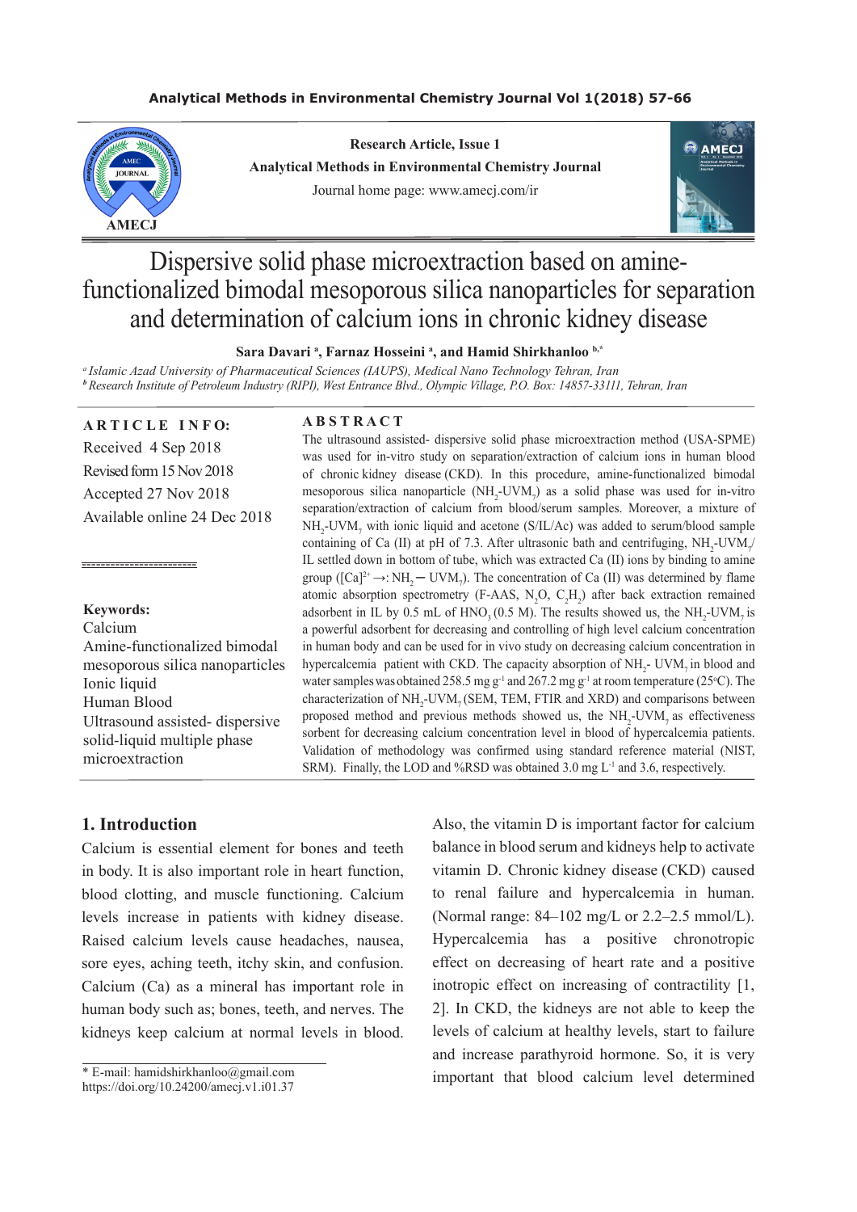Research Article, Issue 1

Analytical Methods in Environmental Chemistry Journal

Journal home page: www.amecj.com/ir

# Dispersive solid phase microextraction based on amine-functionalized bimodal mesoporous silica nanoparticles for separation and determination of calcium ions in chronic kidney disease

**Sara Davari [a], Farnaz Hosseini [a], and Hamid Shirkhanloo [b,*]**

[a] *Islamic Azad University of Pharmaceutical Sciences (IAUPS), Medical Nano Technology Tehran, Iran*

[b] *Research Institute of Petroleum Industry (RIPI), West Entrance Blvd., Olympic Village, P.O. Box: 14857-33111, Tehran, Iran*

**ARTICLE INFO:**

Received 4 Sep 2018

Revised form 15 Nov 2018

Accepted 27 Nov 2018

Available online 24 Dec 2018

**Keywords:**

Calcium

Amine-functionalized bimodal mesoporous silica nanoparticles

Ionic liquid

Human Blood

Ultrasound assisted- dispersive solid-liquid multiple phase microextraction

**ABSTRACT**

The ultrasound assisted- dispersive solid phase microextraction method (USA-SPME) was used for in-vitro study on separation/extraction of calcium ions in human blood of chronic kidney disease (CKD). In this procedure, amine-functionalized bimodal mesoporous silica nanoparticle ($NH_2$-$UVM_7$) as a solid phase was used for in-vitro separation/extraction of calcium from blood/serum samples. Moreover, a mixture of $NH_2$-$UVM_7$ with ionic liquid and acetone (S/IL/Ac) was added to serum/blood sample containing of Ca (II) at pH of 7.3. After ultrasonic bath and centrifuging, $NH_2$-$UVM_7$/IL settled down in bottom of tube, which was extracted Ca (II) ions by binding to amine group ($[Ca]^{2+} \rightarrow : NH_2 - UVM_7$). The concentration of Ca (II) was determined by flame atomic absorption spectrometry (F-AAS, $N_2O$, $C_2H_2$) after back extraction remained adsorbent in IL by 0.5 mL of $HNO_3$ (0.5 M). The results showed us, the $NH_2$-$UVM_7$ is a powerful adsorbent for decreasing and controlling of high level calcium concentration in human body and can be used for in vivo study on decreasing calcium concentration in hypercalcemia patient with CKD. The capacity absorption of $NH_2$- $UVM_7$ in blood and water samples was obtained 258.5 mg g$^{-1}$ and 267.2 mg g$^{-1}$ at room temperature (25°C). The characterization of $NH_2$-$UVM_7$ (SEM, TEM, FTIR and XRD) and comparisons between proposed method and previous methods showed us, the $NH_2$-$UVM_7$ as effectiveness sorbent for decreasing calcium concentration level in blood of hypercalcemia patients. Validation of methodology was confirmed using standard reference material (NIST, SRM). Finally, the LOD and %RSD was obtained 3.0 mg L$^{-1}$ and 3.6, respectively.

## 1. Introduction

Calcium is essential element for bones and teeth in body. It is also important role in heart function, blood clotting, and muscle functioning. Calcium levels increase in patients with kidney disease. Raised calcium levels cause headaches, nausea, sore eyes, aching teeth, itchy skin, and confusion. Calcium (Ca) as a mineral has important role in human body such as; bones, teeth, and nerves. The kidneys keep calcium at normal levels in blood. Also, the vitamin D is important factor for calcium balance in blood serum and kidneys help to activate vitamin D. Chronic kidney disease (CKD) caused to renal failure and hypercalcemia in human. (Normal range: 84–102 mg/L or 2.2–2.5 mmol/L). Hypercalcemia has a positive chronotropic effect on decreasing of heart rate and a positive inotropic effect on increasing of contractility [1, 2]. In CKD, the kidneys are not able to keep the levels of calcium at healthy levels, start to failure and increase parathyroid hormone. So, it is very important that blood calcium level determined

* E-mail: hamidshirkhanloo@gmail.com

https://doi.org/10.24200/amecj.v1.i01.37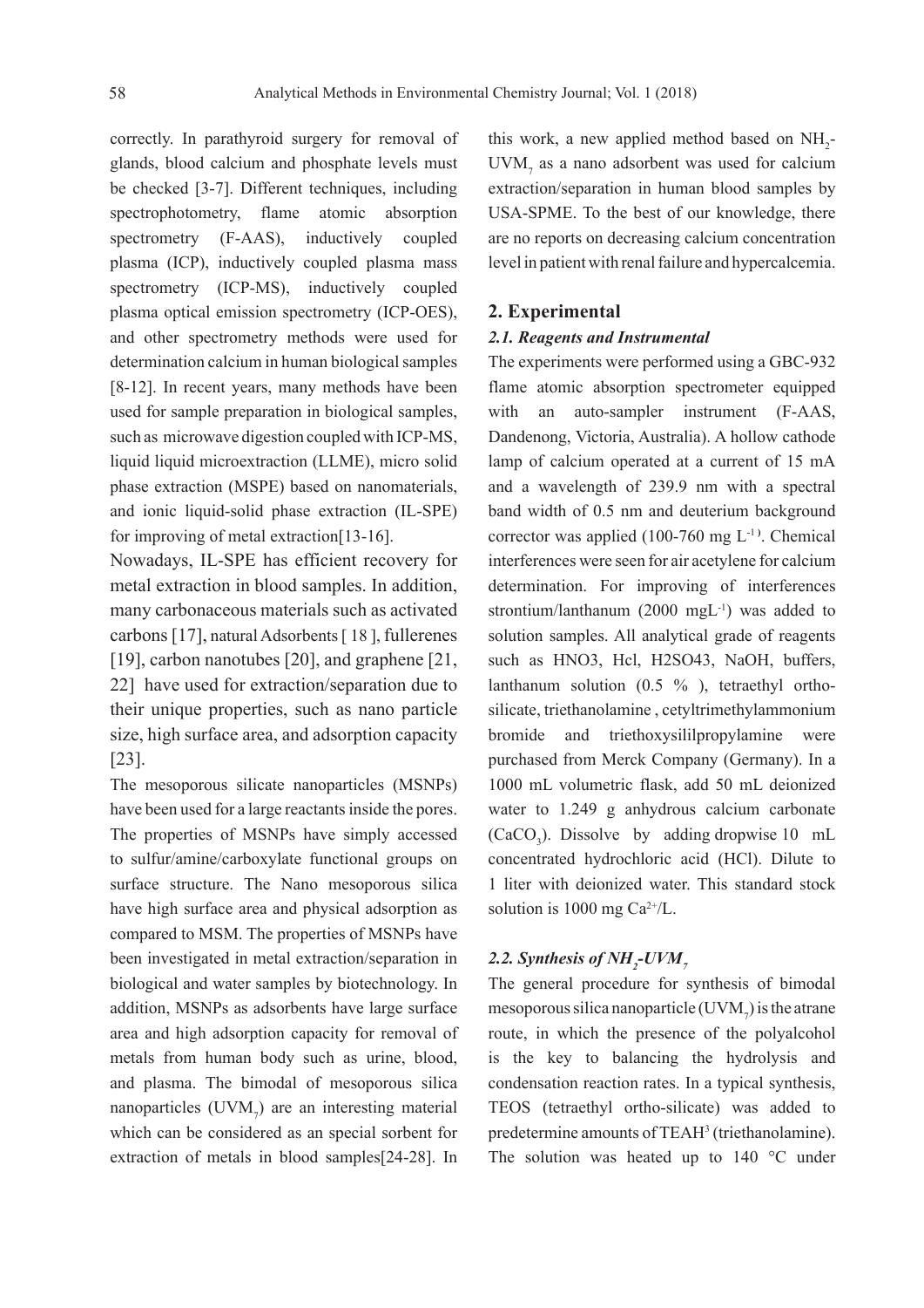correctly. In parathyroid surgery for removal of glands, blood calcium and phosphate levels must be checked [3-7]. Different techniques, including spectrophotometry, flame atomic absorption spectrometry (F-AAS), inductively coupled plasma (ICP), inductively coupled plasma mass spectrometry (ICP-MS), inductively coupled plasma optical emission spectrometry (ICP-OES), and other spectrometry methods were used for determination calcium in human biological samples [8-12]. In recent years, many methods have been used for sample preparation in biological samples, such as microwave digestion coupled with ICP-MS, liquid liquid microextraction (LLME), micro solid phase extraction (MSPE) based on nanomaterials, and ionic liquid-solid phase extraction (IL-SPE) for improving of metal extraction[13-16].

Nowadays, IL-SPE has efficient recovery for metal extraction in blood samples. In addition, many carbonaceous materials such as activated carbons [17], natural Adsorbents [ 18 ], fullerenes [19], carbon nanotubes [20], and graphene [21, 22] have used for extraction/separation due to their unique properties, such as nano particle size, high surface area, and adsorption capacity [23].

The mesoporous silicate nanoparticles (MSNPs) have been used for a large reactants inside the pores. The properties of MSNPs have simply accessed to sulfur/amine/carboxylate functional groups on surface structure. The Nano mesoporous silica have high surface area and physical adsorption as compared to MSM. The properties of MSNPs have been investigated in metal extraction/separation in biological and water samples by biotechnology. In addition, MSNPs as adsorbents have large surface area and high adsorption capacity for removal of metals from human body such as urine, blood, and plasma. The bimodal of mesoporous silica nanoparticles ($UVM_7$) are an interesting material which can be considered as an special sorbent for extraction of metals in blood samples[24-28]. In this work, a new applied method based on $NH_2$-$UVM_7$ as a nano adsorbent was used for calcium extraction/separation in human blood samples by USA-SPME. To the best of our knowledge, there are no reports on decreasing calcium concentration level in patient with renal failure and hypercalcemia.

## 2. Experimental

### *2.1. Reagents and Instrumental*

The experiments were performed using a GBC-932 flame atomic absorption spectrometer equipped with an auto-sampler instrument (F-AAS, Dandenong, Victoria, Australia). A hollow cathode lamp of calcium operated at a current of 15 mA and a wavelength of 239.9 nm with a spectral band width of 0.5 nm and deuterium background corrector was applied (100-760 mg $L^{-1}$). Chemical interferences were seen for air acetylene for calcium determination. For improving of interferences strontium/lanthanum (2000 $mgL^{-1}$) was added to solution samples. All analytical grade of reagents such as HNO3, Hcl, H2SO43, NaOH, buffers, lanthanum solution (0.5 % ), tetraethyl ortho-silicate, triethanolamine , cetyltrimethylammonium bromide and triethoxysililpropylamine were purchased from Merck Company (Germany). In a 1000 mL volumetric flask, add 50 mL deionized water to 1.249 g anhydrous calcium carbonate ($CaCO_3$). Dissolve by adding dropwise 10 mL concentrated hydrochloric acid (HCl). Dilute to 1 liter with deionized water. This standard stock solution is 1000 mg $Ca^{2+}$/L.

### *2.2. Synthesis of $NH_2$-$UVM_7$*

The general procedure for synthesis of bimodal mesoporous silica nanoparticle ($UVM_7$) is the atrane route, in which the presence of the polyalcohol is the key to balancing the hydrolysis and condensation reaction rates. In a typical synthesis, TEOS (tetraethyl ortho-silicate) was added to predetermine amounts of $TEAH^3$ (triethanolamine). The solution was heated up to 140 °C under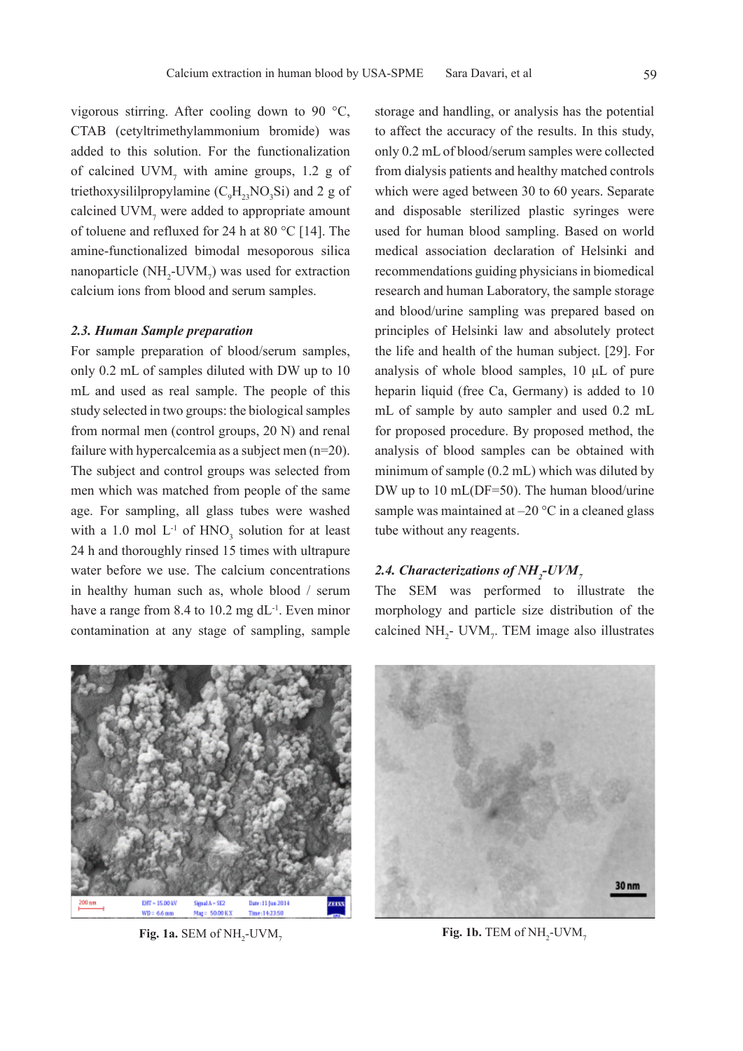vigorous stirring. After cooling down to 90 °C, CTAB (cetyltrimethylammonium bromide) was added to this solution. For the functionalization of calcined $UVM_7$ with amine groups, 1.2 g of triethoxysililpropylamine ($C_9H_{23}NO_3Si$) and 2 g of calcined $UVM_7$ were added to appropriate amount of toluene and refluxed for 24 h at 80 °C [14]. The amine-functionalized bimodal mesoporous silica nanoparticle ($NH_2$-$UVM_7$) was used for extraction calcium ions from blood and serum samples.

### *2.3. Human Sample preparation*

For sample preparation of blood/serum samples, only 0.2 mL of samples diluted with DW up to 10 mL and used as real sample. The people of this study selected in two groups: the biological samples from normal men (control groups, 20 N) and renal failure with hypercalcemia as a subject men (n=20). The subject and control groups was selected from men which was matched from people of the same age. For sampling, all glass tubes were washed with a 1.0 mol $L^{-1}$ of $HNO_3$ solution for at least 24 h and thoroughly rinsed 15 times with ultrapure water before we use. The calcium concentrations in healthy human such as, whole blood / serum have a range from 8.4 to 10.2 mg $dL^{-1}$. Even minor contamination at any stage of sampling, sample storage and handling, or analysis has the potential to affect the accuracy of the results. In this study, only 0.2 mL of blood/serum samples were collected from dialysis patients and healthy matched controls which were aged between 30 to 60 years. Separate and disposable sterilized plastic syringes were used for human blood sampling. Based on world medical association declaration of Helsinki and recommendations guiding physicians in biomedical research and human Laboratory, the sample storage and blood/urine sampling was prepared based on principles of Helsinki law and absolutely protect the life and health of the human subject. [29]. For analysis of whole blood samples, 10 μL of pure heparin liquid (free Ca, Germany) is added to 10 mL of sample by auto sampler and used 0.2 mL for proposed procedure. By proposed method, the analysis of blood samples can be obtained with minimum of sample (0.2 mL) which was diluted by DW up to 10 mL(DF=50). The human blood/urine sample was maintained at –20 °C in a cleaned glass tube without any reagents.

### *2.4. Characterizations of $NH_2$-$UVM_7$*

The SEM was performed to illustrate the morphology and particle size distribution of the calcined $NH_2$- $UVM_7$. TEM image also illustrates

**Fig. 1a.** SEM of $NH_2$-$UVM_7$

**Fig. 1b.** TEM of $NH_2$-$UVM_7$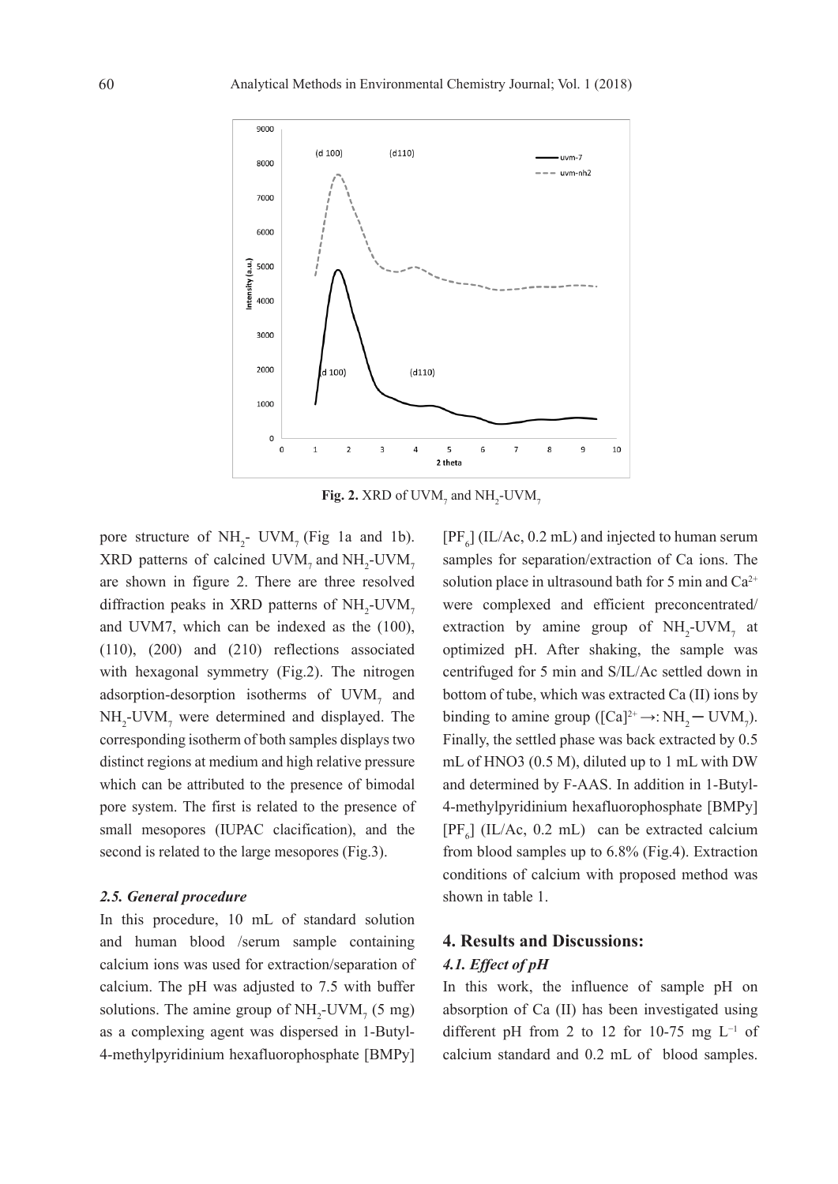**Fig. 2.** XRD of $UVM_7$ and $NH_2$-$UVM_7$

pore structure of $NH_2$- $UVM_7$ (Fig 1a and 1b). XRD patterns of calcined $UVM_7$ and $NH_2$-$UVM_7$ are shown in figure 2. There are three resolved diffraction peaks in XRD patterns of $NH_2$-$UVM_7$ and UVM7, which can be indexed as the (100), (110), (200) and (210) reflections associated with hexagonal symmetry (Fig.2). The nitrogen adsorption-desorption isotherms of $UVM_7$ and $NH_2$-$UVM_7$ were determined and displayed. The corresponding isotherm of both samples displays two distinct regions at medium and high relative pressure which can be attributed to the presence of bimodal pore system. The first is related to the presence of small mesopores (IUPAC clacification), and the second is related to the large mesopores (Fig.3).

### 2.5. General procedure

In this procedure, 10 mL of standard solution and human blood /serum sample containing calcium ions was used for extraction/separation of calcium. The pH was adjusted to 7.5 with buffer solutions. The amine group of $NH_2$-$UVM_7$ (5 mg) as a complexing agent was dispersed in 1-Butyl-4-methylpyridinium hexafluorophosphate [BMPy] [$PF_6$] (IL/Ac, 0.2 mL) and injected to human serum samples for separation/extraction of Ca ions. The solution place in ultrasound bath for 5 min and $Ca^{2+}$ were complexed and efficient preconcentrated/ extraction by amine group of $NH_2$-$UVM_7$ at optimized pH. After shaking, the sample was centrifuged for 5 min and S/IL/Ac settled down in bottom of tube, which was extracted Ca (II) ions by binding to amine group ($[Ca]^{2+} \rightarrow: NH_2 - UVM_7$). Finally, the settled phase was back extracted by 0.5 mL of HNO3 (0.5 M), diluted up to 1 mL with DW and determined by F-AAS. In addition in 1-Butyl-4-methylpyridinium hexafluorophosphate [BMPy] [$PF_6$] (IL/Ac, 0.2 mL) can be extracted calcium from blood samples up to 6.8% (Fig.4). Extraction conditions of calcium with proposed method was shown in table 1.

## 4. Results and Discussions:

### 4.1. Effect of pH

In this work, the influence of sample pH on absorption of Ca (II) has been investigated using different pH from 2 to 12 for 10-75 mg $L^{-1}$ of calcium standard and 0.2 mL of blood samples.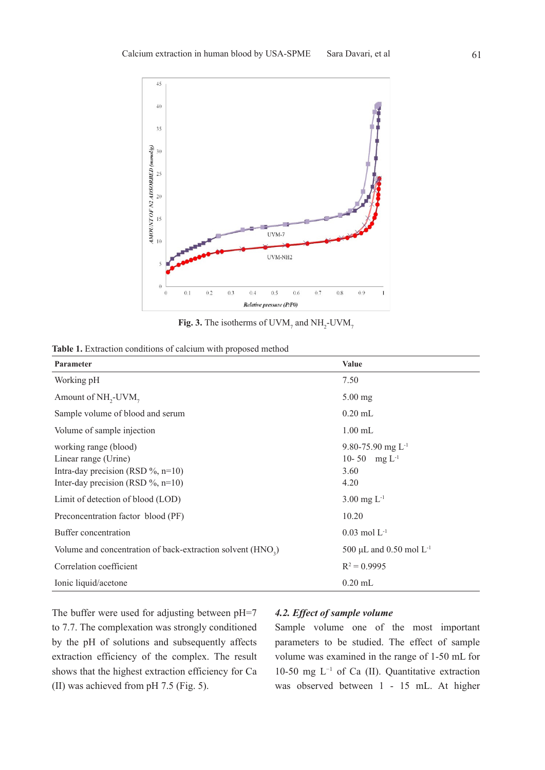**Fig. 3.** The isotherms of $UVM_7$ and $NH_2$-$UVM_7$

**Table 1.** Extraction conditions of calcium with proposed method

| Parameter | Value |
|---|---|
| Working pH | 7.50 |
| Amount of $NH_2$-$UVM_7$ | 5.00 mg |
| Sample volume of blood and serum | 0.20 mL |
| Volume of sample injection | 1.00 mL |
| working range (blood)<br>Linear range (Urine)<br>Intra-day precision (RSD %, n=10)<br>Inter-day precision (RSD %, n=10) | 9.80-75.90 mg $L^{-1}$<br>10- 50 mg $L^{-1}$<br>3.60<br>4.20 |
| Limit of detection of blood (LOD) | 3.00 mg $L^{-1}$ |
| Preconcentration factor blood (PF) | 10.20 |
| Buffer concentration | 0.03 mol $L^{-1}$ |
| Volume and concentration of back-extraction solvent ($HNO_3$) | 500 µL and 0.50 mol $L^{-1}$ |
| Correlation coefficient | $R^2 = 0.9995$ |
| Ionic liquid/acetone | 0.20 mL |

The buffer were used for adjusting between pH=7 to 7.7. The complexation was strongly conditioned by the pH of solutions and subsequently affects extraction efficiency of the complex. The result shows that the highest extraction efficiency for Ca (II) was achieved from pH 7.5 (Fig. 5).

### *4.2. Effect of sample volume*

Sample volume one of the most important parameters to be studied. The effect of sample volume was examined in the range of 1-50 mL for 10-50 mg $L^{-1}$ of Ca (II). Quantitative extraction was observed between 1 - 15 mL. At higher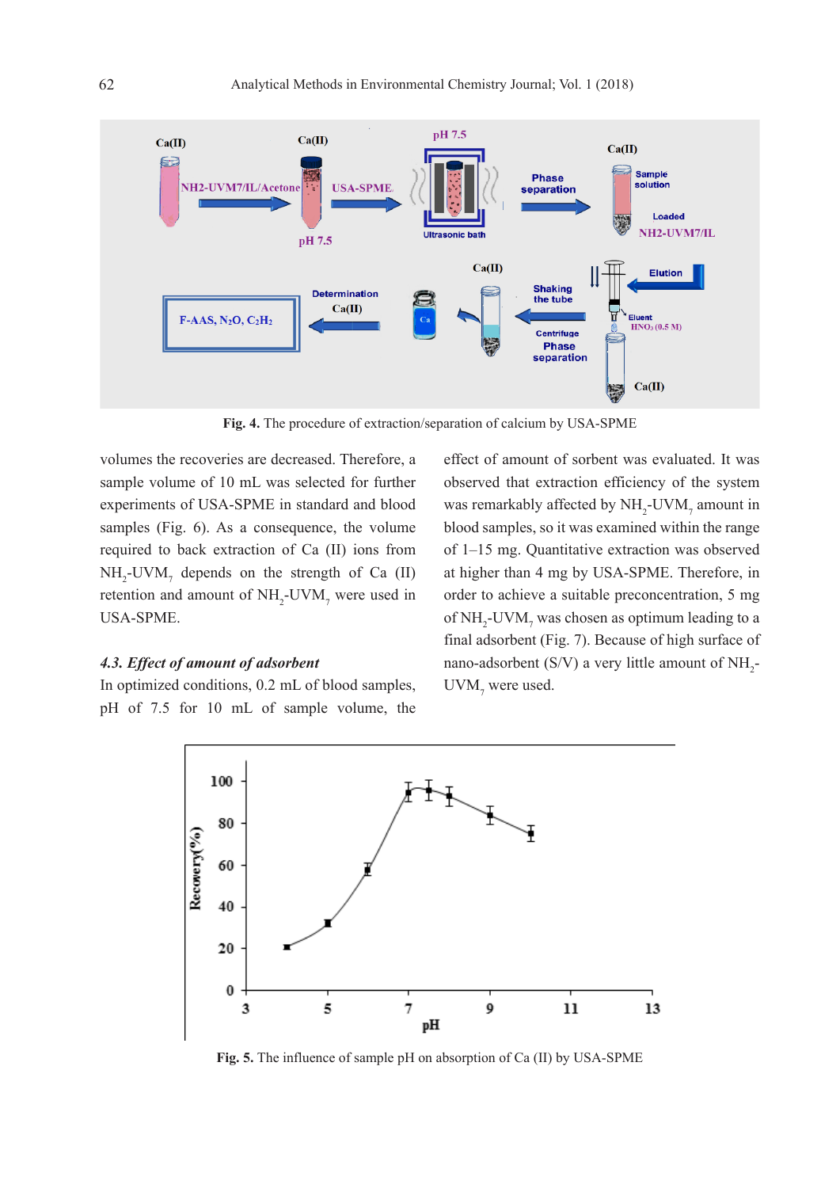Fig. 4. The procedure of extraction/separation of calcium by USA-SPME

volumes the recoveries are decreased. Therefore, a sample volume of 10 mL was selected for further experiments of USA-SPME in standard and blood samples (Fig. 6). As a consequence, the volume required to back extraction of Ca (II) ions from $NH_2$-$UVM_7$ depends on the strength of Ca (II) retention and amount of $NH_2$-$UVM_7$ were used in USA-SPME.

### *4.3. Effect of amount of adsorbent*

In optimized conditions, 0.2 mL of blood samples, pH of 7.5 for 10 mL of sample volume, the effect of amount of sorbent was evaluated. It was observed that extraction efficiency of the system was remarkably affected by $NH_2$-$UVM_7$ amount in blood samples, so it was examined within the range of 1–15 mg. Quantitative extraction was observed at higher than 4 mg by USA-SPME. Therefore, in order to achieve a suitable preconcentration, 5 mg of $NH_2$-$UVM_7$ was chosen as optimum leading to a final adsorbent (Fig. 7). Because of high surface of nano-adsorbent (S/V) a very little amount of $NH_2$-$UVM_7$ were used.

Fig. 5. The influence of sample pH on absorption of Ca (II) by USA-SPME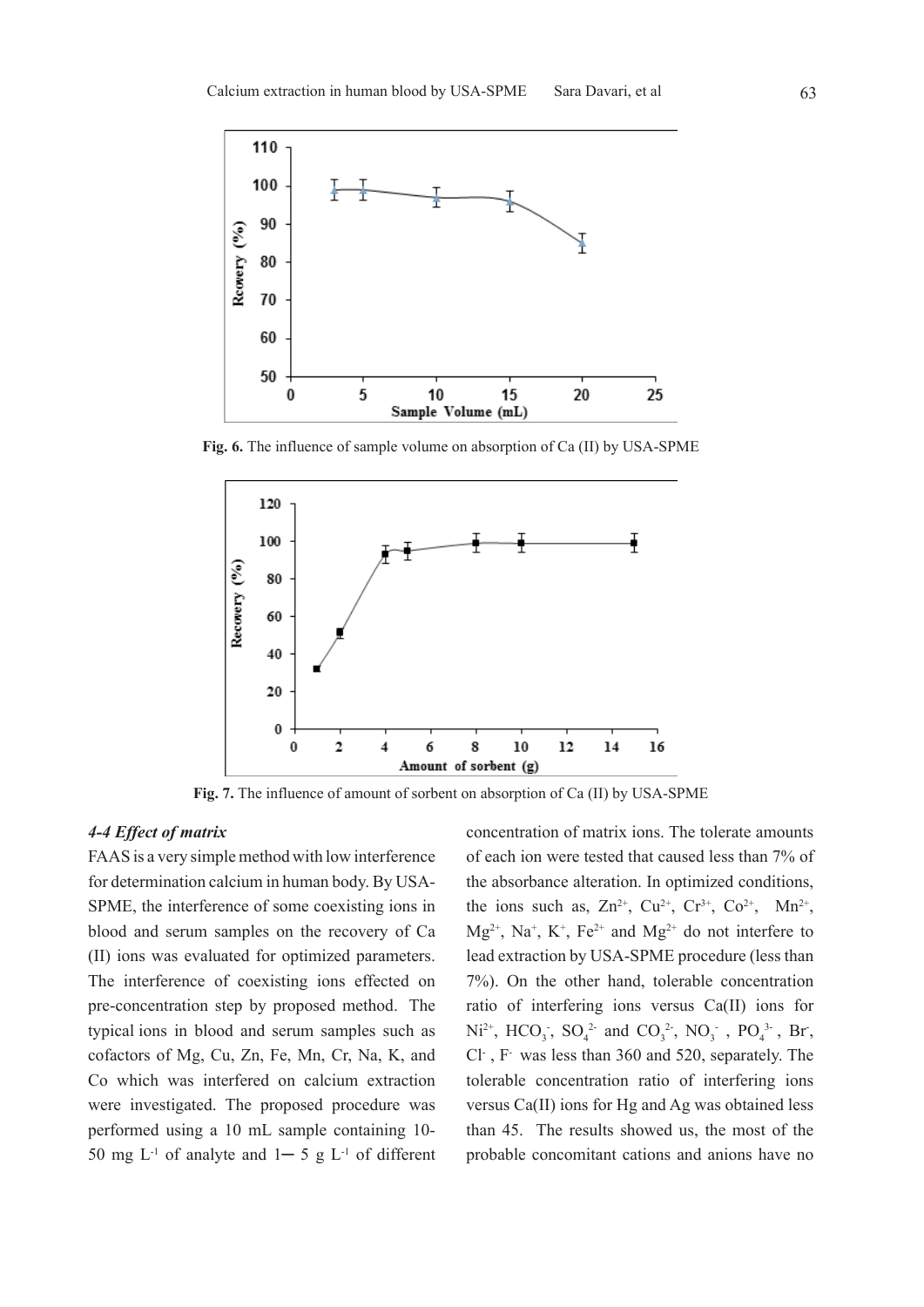Fig. 6. The influence of sample volume on absorption of Ca (II) by USA-SPME

Fig. 7. The influence of amount of sorbent on absorption of Ca (II) by USA-SPME

### *4-4 Effect of matrix*

FAAS is a very simple method with low interference for determination calcium in human body. By USA-SPME, the interference of some coexisting ions in blood and serum samples on the recovery of Ca (II) ions was evaluated for optimized parameters. The interference of coexisting ions effected on pre-concentration step by proposed method. The typical ions in blood and serum samples such as cofactors of Mg, Cu, Zn, Fe, Mn, Cr, Na, K, and Co which was interfered on calcium extraction were investigated. The proposed procedure was performed using a 10 mL sample containing 10-50 mg $L^{-1}$ of analyte and 1─ 5 g $L^{-1}$ of different concentration of matrix ions. The tolerate amounts of each ion were tested that caused less than 7% of the absorbance alteration. In optimized conditions, the ions such as, $Zn^{2+}$, $Cu^{2+}$, $Cr^{3+}$, $Co^{2+}$, $Mn^{2+}$, $Mg^{2+}$, $Na^{+}$, $K^{+}$, $Fe^{2+}$ and $Mg^{2+}$ do not interfere to lead extraction by USA-SPME procedure (less than 7%). On the other hand, tolerable concentration ratio of interfering ions versus Ca(II) ions for $Ni^{2+}$, $HCO_3^-$, $SO_4^{2-}$ and $CO_3^{2-}$, $NO_3^-$ , $PO_4^{3-}$ , $Br^-$, $Cl^-$ , $F^-$ was less than 360 and 520, separately. The tolerable concentration ratio of interfering ions versus Ca(II) ions for Hg and Ag was obtained less than 45. The results showed us, the most of the probable concomitant cations and anions have no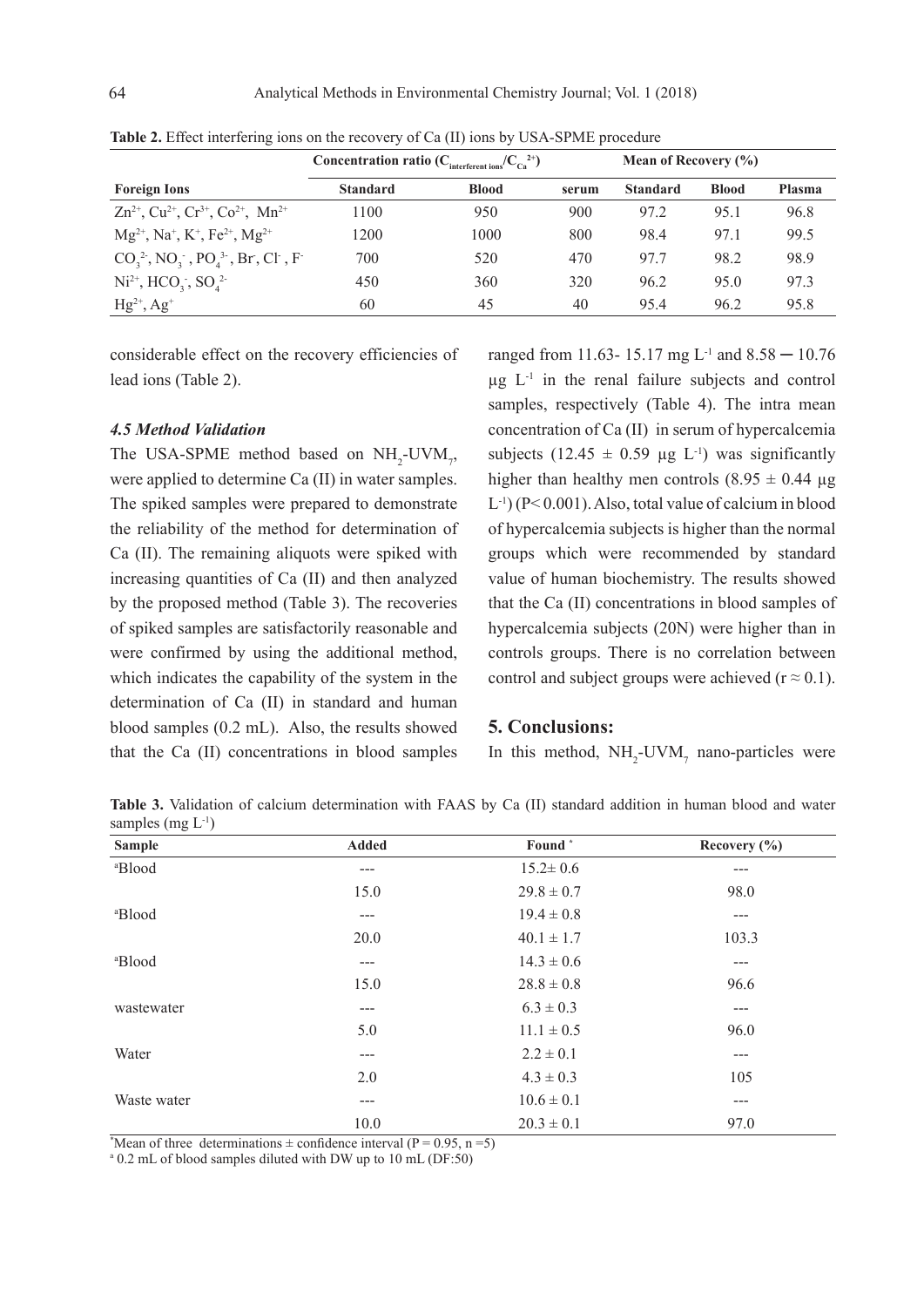**Table 2.** Effect interfering ions on the recovery of Ca (II) ions by USA-SPME procedure

| | Concentration ratio ($C_{interferent\ ions}/C_{Ca^{2+}}$) | | | Mean of Recovery (%) | | |
|---|---|---|---|---|---|---|
| **Foreign Ions** | **Standard** | **Blood** | **serum** | **Standard** | **Blood** | **Plasma** |
| $Zn^{2+}$, $Cu^{2+}$, $Cr^{3+}$, $Co^{2+}$, $Mn^{2+}$ | 1100 | 950 | 900 | 97.2 | 95.1 | 96.8 |
| $Mg^{2+}$, $Na^{+}$, $K^{+}$, $Fe^{2+}$, $Mg^{2+}$ | 1200 | 1000 | 800 | 98.4 | 97.1 | 99.5 |
| $CO_3^{2-}$, $NO_3^{-}$, $PO_4^{3-}$, $Br^{-}$, $Cl^{-}$, $F^{-}$ | 700 | 520 | 470 | 97.7 | 98.2 | 98.9 |
| $Ni^{2+}$, $HCO_3^{-}$, $SO_4^{2-}$ | 450 | 360 | 320 | 96.2 | 95.0 | 97.3 |
| $Hg^{2+}$, $Ag^{+}$ | 60 | 45 | 40 | 95.4 | 96.2 | 95.8 |

considerable effect on the recovery efficiencies of lead ions (Table 2).

### *4.5 Method Validation*

The USA-SPME method based on $NH_2$-$UVM_7$, were applied to determine Ca (II) in water samples. The spiked samples were prepared to demonstrate the reliability of the method for determination of Ca (II). The remaining aliquots were spiked with increasing quantities of Ca (II) and then analyzed by the proposed method (Table 3). The recoveries of spiked samples are satisfactorily reasonable and were confirmed by using the additional method, which indicates the capability of the system in the determination of Ca (II) in standard and human blood samples (0.2 mL). Also, the results showed that the Ca (II) concentrations in blood samples ranged from 11.63- 15.17 mg $L^{-1}$ and 8.58 ─ 10.76 μg $L^{-1}$ in the renal failure subjects and control samples, respectively (Table 4). The intra mean concentration of Ca (II) in serum of hypercalcemia subjects (12.45 ± 0.59 μg $L^{-1}$) was significantly higher than healthy men controls (8.95 ± 0.44 μg $L^{-1}$) ($P < 0.001$). Also, total value of calcium in blood of hypercalcemia subjects is higher than the normal groups which were recommended by standard value of human biochemistry. The results showed that the Ca (II) concentrations in blood samples of hypercalcemia subjects (20N) were higher than in controls groups. There is no correlation between control and subject groups were achieved ($r \approx 0.1$).

## 5. Conclusions:

In this method, $NH_2$-$UVM_7$ nano-particles were

**Table 3.** Validation of calcium determination with FAAS by Ca (II) standard addition in human blood and water samples (mg $L^{-1}$)

| Sample | Added | Found * | Recovery (%) |
|---|---|---|---|
| [a]Blood | --- | 15.2± 0.6 | --- |
| | 15.0 | 29.8 ± 0.7 | 98.0 |
| [a]Blood | --- | 19.4 ± 0.8 | --- |
| | 20.0 | 40.1 ± 1.7 | 103.3 |
| [a]Blood | --- | 14.3 ± 0.6 | --- |
| | 15.0 | 28.8 ± 0.8 | 96.6 |
| wastewater | --- | 6.3 ± 0.3 | --- |
| | 5.0 | 11.1 ± 0.5 | 96.0 |
| Water | --- | 2.2 ± 0.1 | --- |
| | 2.0 | 4.3 ± 0.3 | 105 |
| Waste water | --- | 10.6 ± 0.1 | --- |
| | 10.0 | 20.3 ± 0.1 | 97.0 |

*Mean of three determinations ± confidence interval ($P = 0.95$, $n = 5$)

[a] 0.2 mL of blood samples diluted with DW up to 10 mL (DF:50)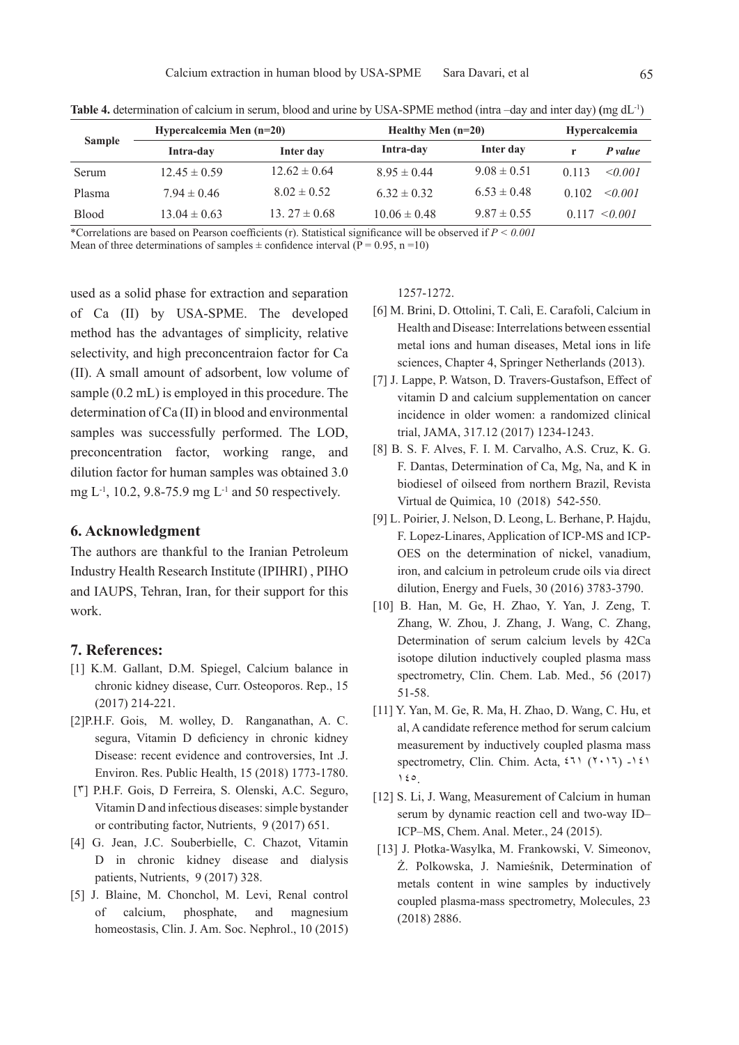**Table 4.** determination of calcium in serum, blood and urine by USA-SPME method (intra –day and inter day) (mg $dL^{-1}$)

| Sample | Hypercalcemia Men (n=20) | | Healthy Men (n=20) | | Hypercalcemia | |
|---|---|---|---|---|---|---|
| | Intra-day | Inter day | Intra-day | Inter day | r | *P value* |
| Serum | 12.45 ± 0.59 | 12.62 ± 0.64 | 8.95 ± 0.44 | 9.08 ± 0.51 | 0.113 | *<0.001* |
| Plasma | 7.94 ± 0.46 | 8.02 ± 0.52 | 6.32 ± 0.32 | 6.53 ± 0.48 | 0.102 | *<0.001* |
| Blood | 13.04 ± 0.63 | 13. 27 ± 0.68 | 10.06 ± 0.48 | 9.87 ± 0.55 | 0.117 | *<0.001* |

*Correlations are based on Pearson coefficients (r). Statistical significance will be observed if $P < 0.001$
Mean of three determinations of samples ± confidence interval (P = 0.95, n =10)

used as a solid phase for extraction and separation of Ca (II) by USA-SPME. The developed method has the advantages of simplicity, relative selectivity, and high preconcentraion factor for Ca (II). A small amount of adsorbent, low volume of sample (0.2 mL) is employed in this procedure. The determination of Ca (II) in blood and environmental samples was successfully performed. The LOD, preconcentration factor, working range, and dilution factor for human samples was obtained 3.0 mg $L^{-1}$, 10.2, 9.8-75.9 mg $L^{-1}$ and 50 respectively.

## 6. Acknowledgment

The authors are thankful to the Iranian Petroleum Industry Health Research Institute (IPIHRI) , PIHO and IAUPS, Tehran, Iran, for their support for this work.

## 7. References:

[1] K.M. Gallant, D.M. Spiegel, Calcium balance in chronic kidney disease, Curr. Osteoporos. Rep., 15 (2017) 214-221.

[2]P.H.F. Gois, M. wolley, D. Ranganathan, A. C. segura, Vitamin D deficiency in chronic kidney Disease: recent evidence and controversies, Int .J. Environ. Res. Public Health, 15 (2018) 1773-1780.

[٣] P.H.F. Gois, D Ferreira, S. Olenski, A.C. Seguro, Vitamin D and infectious diseases: simple bystander or contributing factor, Nutrients, 9 (2017) 651.

[4] G. Jean, J.C. Souberbielle, C. Chazot, Vitamin D in chronic kidney disease and dialysis patients, Nutrients, 9 (2017) 328.

[5] J. Blaine, M. Chonchol, M. Levi, Renal control of calcium, phosphate, and magnesium homeostasis, Clin. J. Am. Soc. Nephrol., 10 (2015) 1257-1272.

[6] M. Brini, D. Ottolini, T. Calì, E. Carafoli, Calcium in Health and Disease: Interrelations between essential metal ions and human diseases, Metal ions in life sciences, Chapter 4, Springer Netherlands (2013).

[7] J. Lappe, P. Watson, D. Travers-Gustafson, Effect of vitamin D and calcium supplementation on cancer incidence in older women: a randomized clinical trial, JAMA, 317.12 (2017) 1234-1243.

[8] B. S. F. Alves, F. I. M. Carvalho, A.S. Cruz, K. G. F. Dantas, Determination of Ca, Mg, Na, and K in biodiesel of oilseed from northern Brazil, Revista Virtual de Quimica, 10 (2018) 542-550.

[9] L. Poirier, J. Nelson, D. Leong, L. Berhane, P. Hajdu, F. Lopez-Linares, Application of ICP-MS and ICP-OES on the determination of nickel, vanadium, iron, and calcium in petroleum crude oils via direct dilution, Energy and Fuels, 30 (2016) 3783-3790.

[10] B. Han, M. Ge, H. Zhao, Y. Yan, J. Zeng, T. Zhang, W. Zhou, J. Zhang, J. Wang, C. Zhang, Determination of serum calcium levels by 42Ca isotope dilution inductively coupled plasma mass spectrometry, Clin. Chem. Lab. Med., 56 (2017) 51-58.

[11] Y. Yan, M. Ge, R. Ma, H. Zhao, D. Wang, C. Hu, et al, A candidate reference method for serum calcium measurement by inductively coupled plasma mass spectrometry, Clin. Chim. Acta, ٤٦١ (٢٠١٦) ١٤١- ١٤٥.

[12] S. Li, J. Wang, Measurement of Calcium in human serum by dynamic reaction cell and two-way ID–ICP–MS, Chem. Anal. Meter., 24 (2015).

[13] J. Płotka-Wasylka, M. Frankowski, V. Simeonov, Ż. Polkowska, J. Namieśnik, Determination of metals content in wine samples by inductively coupled plasma-mass spectrometry, Molecules, 23 (2018) 2886.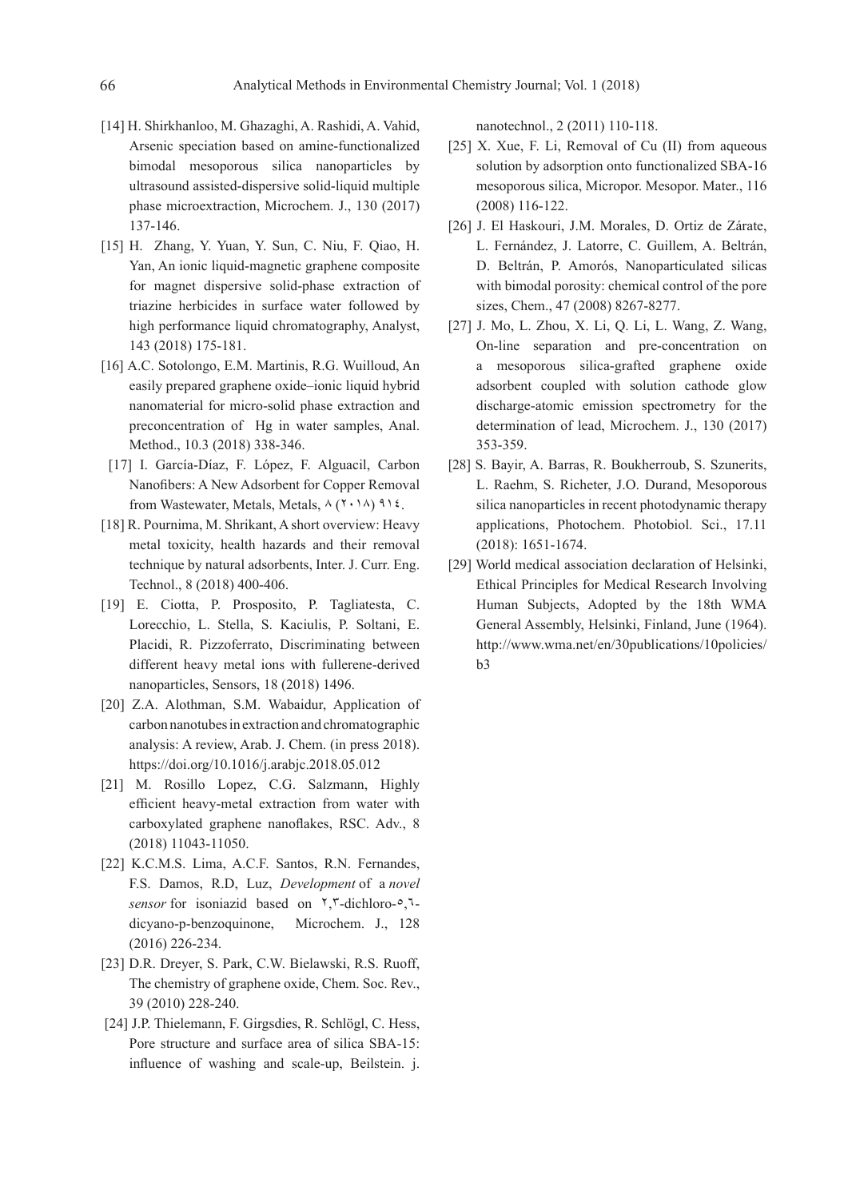[14] H. Shirkhanloo, M. Ghazaghi, A. Rashidi, A. Vahid, Arsenic speciation based on amine-functionalized bimodal mesoporous silica nanoparticles by ultrasound assisted-dispersive solid-liquid multiple phase microextraction, Microchem. J., 130 (2017) 137-146.

[15] H. Zhang, Y. Yuan, Y. Sun, C. Niu, F. Qiao, H. Yan, An ionic liquid-magnetic graphene composite for magnet dispersive solid-phase extraction of triazine herbicides in surface water followed by high performance liquid chromatography, Analyst, 143 (2018) 175-181.

[16] A.C. Sotolongo, E.M. Martinis, R.G. Wuilloud, An easily prepared graphene oxide–ionic liquid hybrid nanomaterial for micro-solid phase extraction and preconcentration of Hg in water samples, Anal. Method., 10.3 (2018) 338-346.

[17] I. García-Díaz, F. López, F. Alguacil, Carbon Nanofibers: A New Adsorbent for Copper Removal from Wastewater, Metals, Metals, ٨ (٢٠١٨) ٩١٤.

[18] R. Pournima, M. Shrikant, A short overview: Heavy metal toxicity, health hazards and their removal technique by natural adsorbents, Inter. J. Curr. Eng. Technol., 8 (2018) 400-406.

[19] E. Ciotta, P. Prosposito, P. Tagliatesta, C. Lorecchio, L. Stella, S. Kaciulis, P. Soltani, E. Placidi, R. Pizzoferrato, Discriminating between different heavy metal ions with fullerene-derived nanoparticles, Sensors, 18 (2018) 1496.

[20] Z.A. Alothman, S.M. Wabaidur, Application of carbon nanotubes in extraction and chromatographic analysis: A review, Arab. J. Chem. (in press 2018). https://doi.org/10.1016/j.arabjc.2018.05.012

[21] M. Rosillo Lopez, C.G. Salzmann, Highly efficient heavy-metal extraction from water with carboxylated graphene nanoflakes, RSC. Adv., 8 (2018) 11043-11050.

[22] K.C.M.S. Lima, A.C.F. Santos, R.N. Fernandes, F.S. Damos, R.D, Luz, *Development* of a *novel sensor* for isoniazid based on ٢,٣-dichloro-٥,٦-dicyano-p-benzoquinone, Microchem. J., 128 (2016) 226-234.

[23] D.R. Dreyer, S. Park, C.W. Bielawski, R.S. Ruoff, The chemistry of graphene oxide, Chem. Soc. Rev., 39 (2010) 228-240.

[24] J.P. Thielemann, F. Girgsdies, R. Schlögl, C. Hess, Pore structure and surface area of silica SBA-15: influence of washing and scale-up, Beilstein. j. nanotechnol., 2 (2011) 110-118.

[25] X. Xue, F. Li, Removal of Cu (II) from aqueous solution by adsorption onto functionalized SBA-16 mesoporous silica, Micropor. Mesopor. Mater., 116 (2008) 116-122.

[26] J. El Haskouri, J.M. Morales, D. Ortiz de Zárate, L. Fernández, J. Latorre, C. Guillem, A. Beltrán, D. Beltrán, P. Amorós, Nanoparticulated silicas with bimodal porosity: chemical control of the pore sizes, Chem., 47 (2008) 8267-8277.

[27] J. Mo, L. Zhou, X. Li, Q. Li, L. Wang, Z. Wang, On-line separation and pre-concentration on a mesoporous silica-grafted graphene oxide adsorbent coupled with solution cathode glow discharge-atomic emission spectrometry for the determination of lead, Microchem. J., 130 (2017) 353-359.

[28] S. Bayir, A. Barras, R. Boukherroub, S. Szunerits, L. Raehm, S. Richeter, J.O. Durand, Mesoporous silica nanoparticles in recent photodynamic therapy applications, Photochem. Photobiol. Sci., 17.11 (2018): 1651-1674.

[29] World medical association declaration of Helsinki, Ethical Principles for Medical Research Involving Human Subjects, Adopted by the 18th WMA General Assembly, Helsinki, Finland, June (1964). http://www.wma.net/en/30publications/10policies/b3